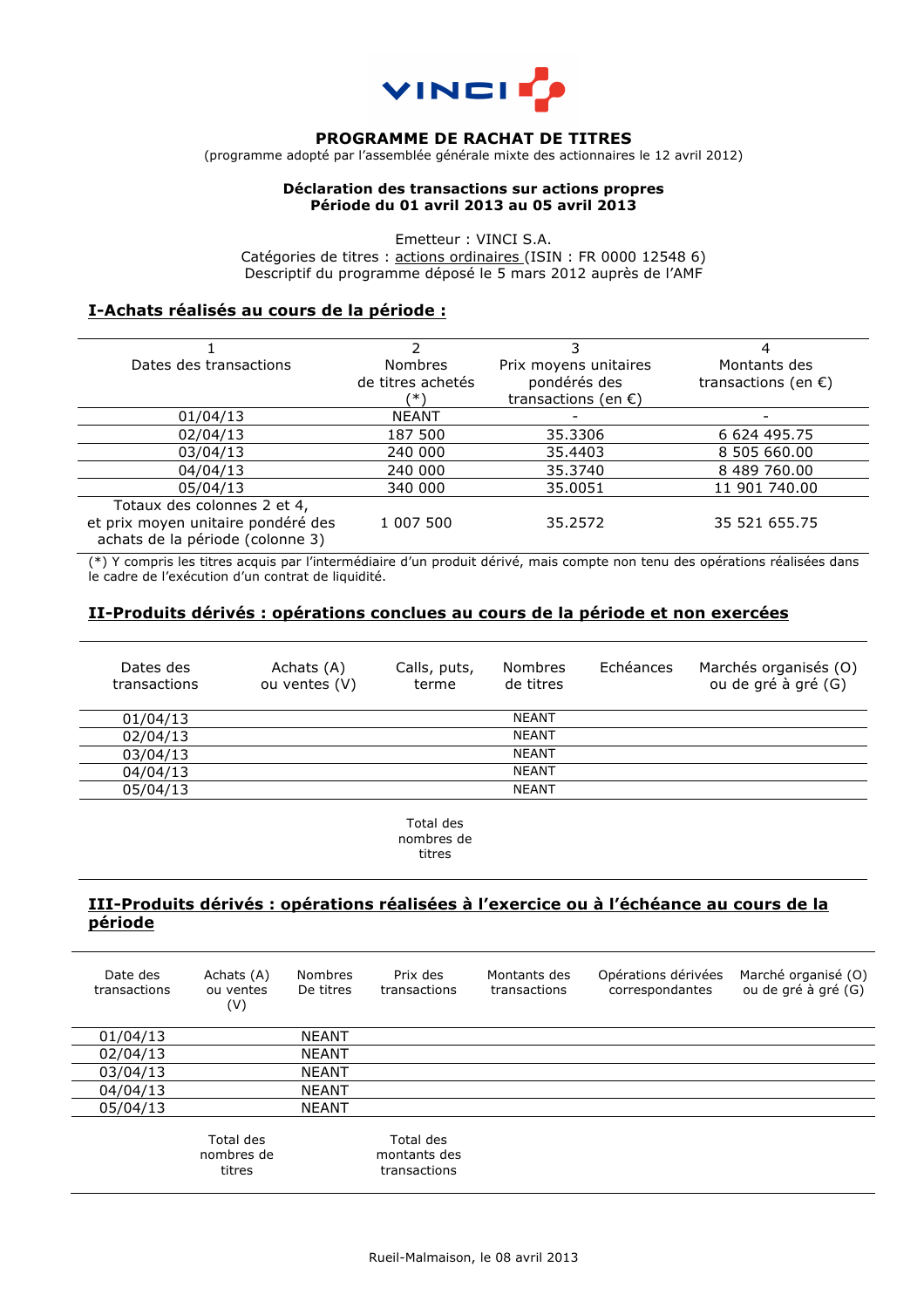**VINCI**

**PROGRAMME DE RACHAT DE TITRES**

(programme adopté par l'assemblée générale mixte des actionnaires le 12 avril 2012)

**Déclaration des transactions sur actions propres**
**Période du 01 avril 2013 au 05 avril 2013**

Emetteur : VINCI S.A.
Catégories de titres : actions ordinaires (ISIN : FR 0000 12548 6)
Descriptif du programme déposé le 5 mars 2012 auprès de l'AMF

## I-Achats réalisés au cours de la période :

| 1<br>Dates des transactions | 2<br>Nombres de titres achetés (*) | 3<br>Prix moyens unitaires pondérés des transactions (en €) | 4<br>Montants des transactions (en €) |
|---|---|---|---|
| 01/04/13 | NEANT | - | - |
| 02/04/13 | 187 500 | 35.3306 | 6 624 495.75 |
| 03/04/13 | 240 000 | 35.4403 | 8 505 660.00 |
| 04/04/13 | 240 000 | 35.3740 | 8 489 760.00 |
| 05/04/13 | 340 000 | 35.0051 | 11 901 740.00 |
| Totaux des colonnes 2 et 4, et prix moyen unitaire pondéré des achats de la période (colonne 3) | 1 007 500 | 35.2572 | 35 521 655.75 |

(*) Y compris les titres acquis par l'intermédiaire d'un produit dérivé, mais compte non tenu des opérations réalisées dans le cadre de l'exécution d'un contrat de liquidité.

## II-Produits dérivés : opérations conclues au cours de la période et non exercées

| Dates des transactions | Achats (A) ou ventes (V) | Calls, puts, terme | Nombres de titres | Echéances | Marchés organisés (O) ou de gré à gré (G) |
|---|---|---|---|---|---|
| 01/04/13 | | | NEANT | | |
| 02/04/13 | | | NEANT | | |
| 03/04/13 | | | NEANT | | |
| 04/04/13 | | | NEANT | | |
| 05/04/13 | | | NEANT | | |
| | | Total des nombres de titres | | | |

## III-Produits dérivés : opérations réalisées à l'exercice ou à l'échéance au cours de la période

| Date des transactions | Achats (A) ou ventes (V) | Nombres De titres | Prix des transactions | Montants des transactions | Opérations dérivées correspondantes | Marché organisé (O) ou de gré à gré (G) |
|---|---|---|---|---|---|---|
| 01/04/13 | | NEANT | | | | |
| 02/04/13 | | NEANT | | | | |
| 03/04/13 | | NEANT | | | | |
| 04/04/13 | | NEANT | | | | |
| 05/04/13 | | NEANT | | | | |
| | Total des nombres de titres | | Total des montants des transactions | | | |

Rueil-Malmaison, le 08 avril 2013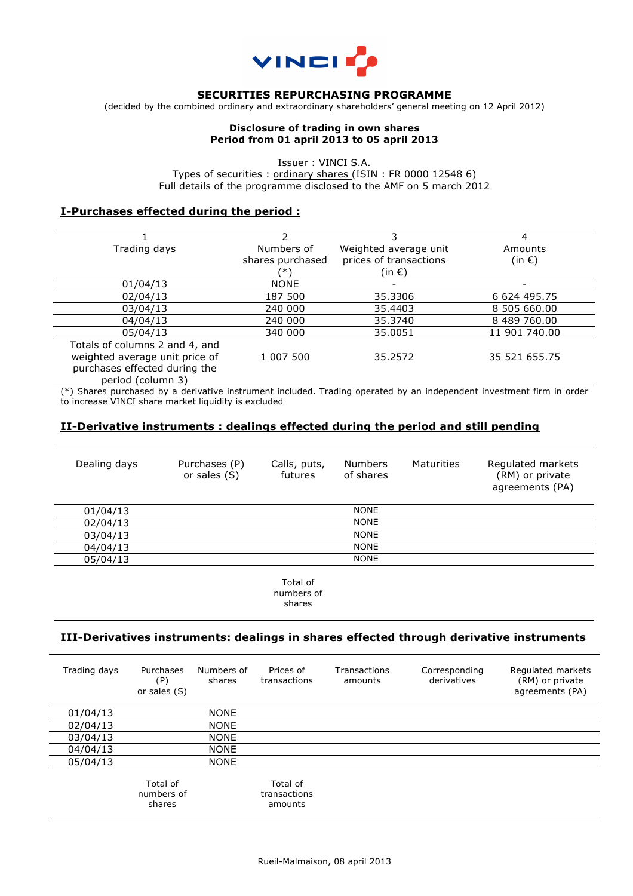**SECURITIES REPURCHASING PROGRAMME**

(decided by the combined ordinary and extraordinary shareholders' general meeting on 12 April 2012)

**Disclosure of trading in own shares**
**Period from 01 april 2013 to 05 april 2013**

Issuer : VINCI S.A.
Types of securities : ordinary shares (ISIN : FR 0000 12548 6)
Full details of the programme disclosed to the AMF on 5 march 2012

## I-Purchases effected during the period :

| 1<br>Trading days | 2<br>Numbers of shares purchased (*) | 3<br>Weighted average unit prices of transactions (in €) | 4<br>Amounts (in €) |
|---|---|---|---|
| 01/04/13 | NONE | - | - |
| 02/04/13 | 187 500 | 35.3306 | 6 624 495.75 |
| 03/04/13 | 240 000 | 35.4403 | 8 505 660.00 |
| 04/04/13 | 240 000 | 35.3740 | 8 489 760.00 |
| 05/04/13 | 340 000 | 35.0051 | 11 901 740.00 |
| Totals of columns 2 and 4, and weighted average unit price of purchases effected during the period (column 3) | 1 007 500 | 35.2572 | 35 521 655.75 |

(*) Shares purchased by a derivative instrument included. Trading operated by an independent investment firm in order to increase VINCI share market liquidity is excluded

## II-Derivative instruments : dealings effected during the period and still pending

| Dealing days | Purchases (P) or sales (S) | Calls, puts, futures | Numbers of shares | Maturities | Regulated markets (RM) or private agreements (PA) |
|---|---|---|---|---|---|
| 01/04/13 | | | NONE | | |
| 02/04/13 | | | NONE | | |
| 03/04/13 | | | NONE | | |
| 04/04/13 | | | NONE | | |
| 05/04/13 | | | NONE | | |
| | | Total of numbers of shares | | | |

## III-Derivatives instruments: dealings in shares effected through derivative instruments

| Trading days | Purchases (P) or sales (S) | Numbers of shares | Prices of transactions | Transactions amounts | Corresponding derivatives | Regulated markets (RM) or private agreements (PA) |
|---|---|---|---|---|---|---|
| 01/04/13 | | NONE | | | | |
| 02/04/13 | | NONE | | | | |
| 03/04/13 | | NONE | | | | |
| 04/04/13 | | NONE | | | | |
| 05/04/13 | | NONE | | | | |
| | Total of numbers of shares | | Total of transactions amounts | | | |

Rueil-Malmaison, 08 april 2013